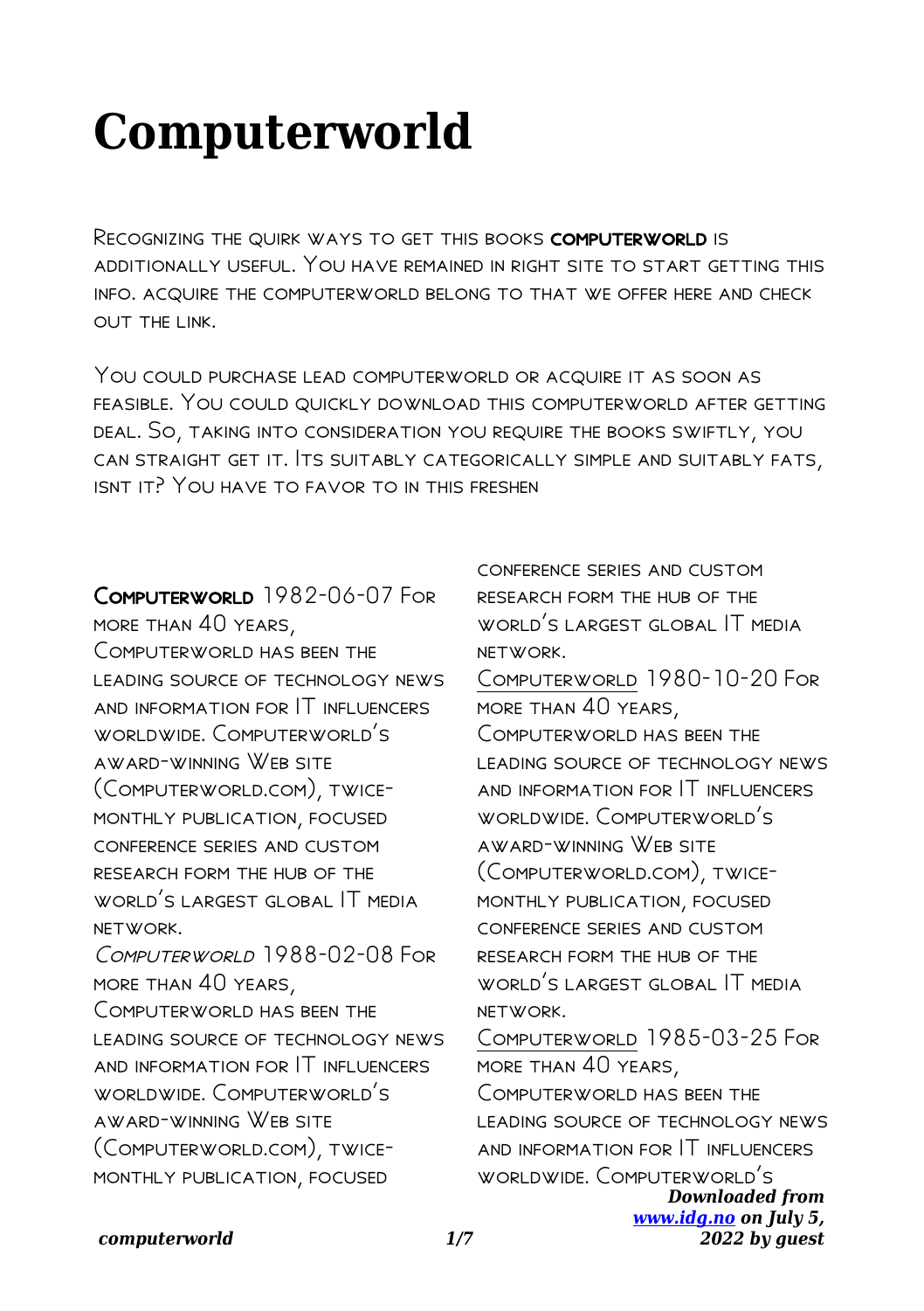# Computerworld

Recognizing the quirk ways to get this books **computerworld** is additionally useful. You have remained in right site to start getting this info. acquire the computerworld belong to that we offer here and check out the link.

You could purchase lead computerworld or acquire it as soon as feasible. You could quickly download this computerworld after getting deal. So, taking into consideration you require the books swiftly, you can straight get it. Its suitably categorically simple and suitably fats, isnt it? You have to favor to in this freshen

Computerworld 1982-06-07 For more than 40 years, Computerworld has been the leading source of technology news and information for IT influencers worldwide. Computerworld's award-winning Web site (Computerworld.com), twice-monthly publication, focused conference series and custom research form the hub of the world's largest global IT media network.

*Computerworld* 1988-02-08 For more than 40 years, Computerworld has been the leading source of technology news and information for IT influencers worldwide. Computerworld's award-winning Web site (Computerworld.com), twice-monthly publication, focused conference series and custom research form the hub of the world's largest global IT media network.

Computerworld 1980-10-20 For more than 40 years, Computerworld has been the leading source of technology news and information for IT influencers worldwide. Computerworld's award-winning Web site (Computerworld.com), twice-monthly publication, focused conference series and custom research form the hub of the world's largest global IT media network.

Computerworld 1985-03-25 For more than 40 years, Computerworld has been the leading source of technology news and information for IT influencers worldwide. Computerworld's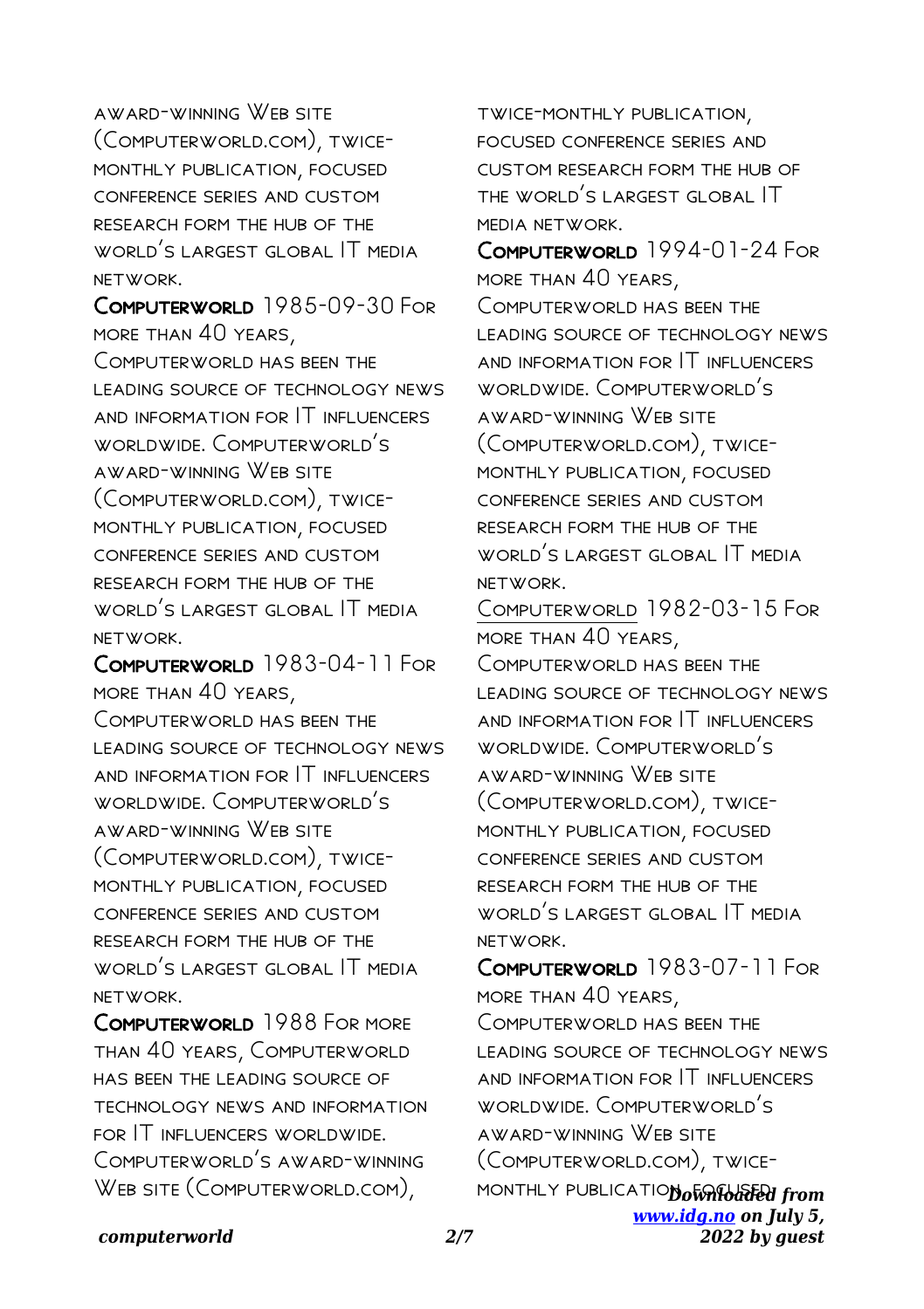award-winning Web site (Computerworld.com), twice-monthly publication, focused conference series and custom research form the hub of the world's largest global IT media network.

**Computerworld** 1985-09-30 For more than 40 years, Computerworld has been the leading source of technology news and information for IT influencers worldwide. Computerworld's award-winning Web site (Computerworld.com), twice-monthly publication, focused conference series and custom research form the hub of the world's largest global IT media network.

**Computerworld** 1983-04-11 For more than 40 years, Computerworld has been the leading source of technology news and information for IT influencers worldwide. Computerworld's award-winning Web site (Computerworld.com), twice-monthly publication, focused conference series and custom research form the hub of the world's largest global IT media network.

**Computerworld** 1988 For more than 40 years, Computerworld has been the leading source of technology news and information for IT influencers worldwide. Computerworld's award-winning Web site (Computerworld.com), twice-monthly publication, focused conference series and custom research form the hub of the world's largest global IT media network.

**Computerworld** 1994-01-24 For more than 40 years, Computerworld has been the leading source of technology news and information for IT influencers worldwide. Computerworld's award-winning Web site (Computerworld.com), twice-monthly publication, focused conference series and custom research form the hub of the world's largest global IT media network.

Computerworld 1982-03-15 For more than 40 years, Computerworld has been the leading source of technology news and information for IT influencers worldwide. Computerworld's award-winning Web site (Computerworld.com), twice-monthly publication, focused conference series and custom research form the hub of the world's largest global IT media network.

**Computerworld** 1983-07-11 For more than 40 years, Computerworld has been the leading source of technology news and information for IT influencers worldwide. Computerworld's award-winning Web site (Computerworld.com), twice-monthly publication, focused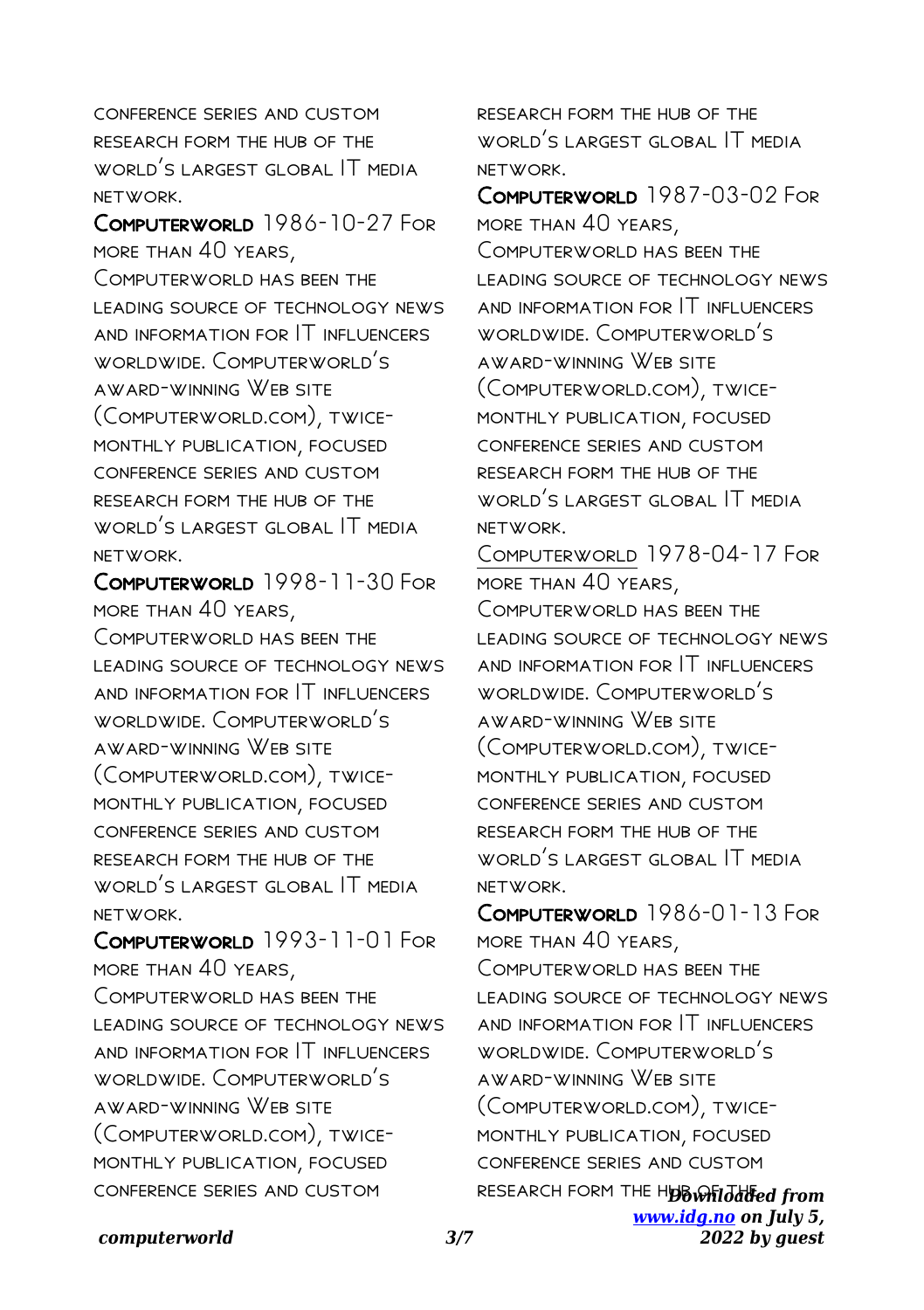conference series and custom research form the hub of the world's largest global IT media network.

**Computerworld** 1986-10-27 For more than 40 years, Computerworld has been the leading source of technology news and information for IT influencers worldwide. Computerworld's award-winning Web site (Computerworld.com), twice-monthly publication, focused conference series and custom research form the hub of the world's largest global IT media network.

**Computerworld** 1998-11-30 For more than 40 years, Computerworld has been the leading source of technology news and information for IT influencers worldwide. Computerworld's award-winning Web site (Computerworld.com), twice-monthly publication, focused conference series and custom research form the hub of the world's largest global IT media network.

**Computerworld** 1993-11-01 For more than 40 years, Computerworld has been the leading source of technology news and information for IT influencers worldwide. Computerworld's award-winning Web site (Computerworld.com), twice-monthly publication, focused conference series and custom research form the hub of the world's largest global IT media network.

**Computerworld** 1987-03-02 For more than 40 years, Computerworld has been the leading source of technology news and information for IT influencers worldwide. Computerworld's award-winning Web site (Computerworld.com), twice-monthly publication, focused conference series and custom research form the hub of the world's largest global IT media network.

Computerworld 1978-04-17 For more than 40 years, Computerworld has been the leading source of technology news and information for IT influencers worldwide. Computerworld's award-winning Web site (Computerworld.com), twice-monthly publication, focused conference series and custom research form the hub of the world's largest global IT media network.

**Computerworld** 1986-01-13 For more than 40 years, Computerworld has been the leading source of technology news and information for IT influencers worldwide. Computerworld's award-winning Web site (Computerworld.com), twice-monthly publication, focused conference series and custom research form the hub of the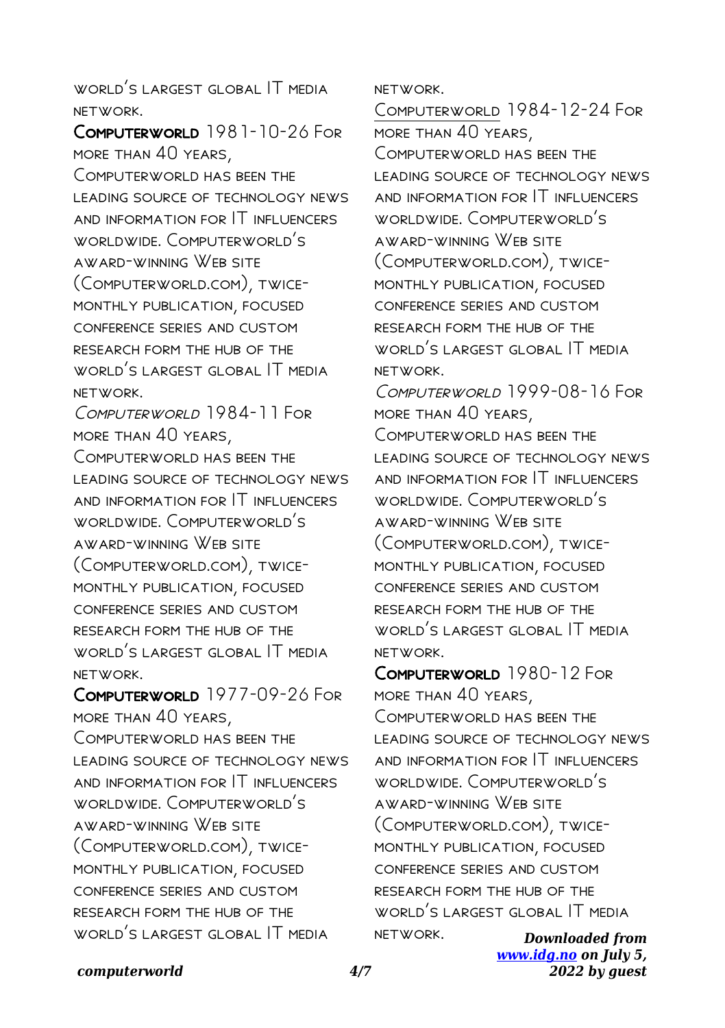world's largest global IT media network.

**Computerworld** 1981-10-26 For more than 40 years, Computerworld has been the leading source of technology news and information for IT influencers worldwide. Computerworld's award-winning Web site (Computerworld.com), twice-monthly publication, focused conference series and custom research form the hub of the world's largest global IT media network.

*Computerworld* 1984-11 For more than 40 years, Computerworld has been the leading source of technology news and information for IT influencers worldwide. Computerworld's award-winning Web site (Computerworld.com), twice-monthly publication, focused conference series and custom research form the hub of the world's largest global IT media network.

**Computerworld** 1977-09-26 For more than 40 years, Computerworld has been the leading source of technology news and information for IT influencers worldwide. Computerworld's award-winning Web site (Computerworld.com), twice-monthly publication, focused conference series and custom research form the hub of the world's largest global IT media network.

Computerworld 1984-12-24 For more than 40 years, Computerworld has been the leading source of technology news and information for IT influencers worldwide. Computerworld's award-winning Web site (Computerworld.com), twice-monthly publication, focused conference series and custom research form the hub of the world's largest global IT media network.

*Computerworld* 1999-08-16 For more than 40 years, Computerworld has been the leading source of technology news and information for IT influencers worldwide. Computerworld's award-winning Web site (Computerworld.com), twice-monthly publication, focused conference series and custom research form the hub of the world's largest global IT media network.

**Computerworld** 1980-12 For more than 40 years, Computerworld has been the leading source of technology news and information for IT influencers worldwide. Computerworld's award-winning Web site (Computerworld.com), twice-monthly publication, focused conference series and custom research form the hub of the world's largest global IT media network.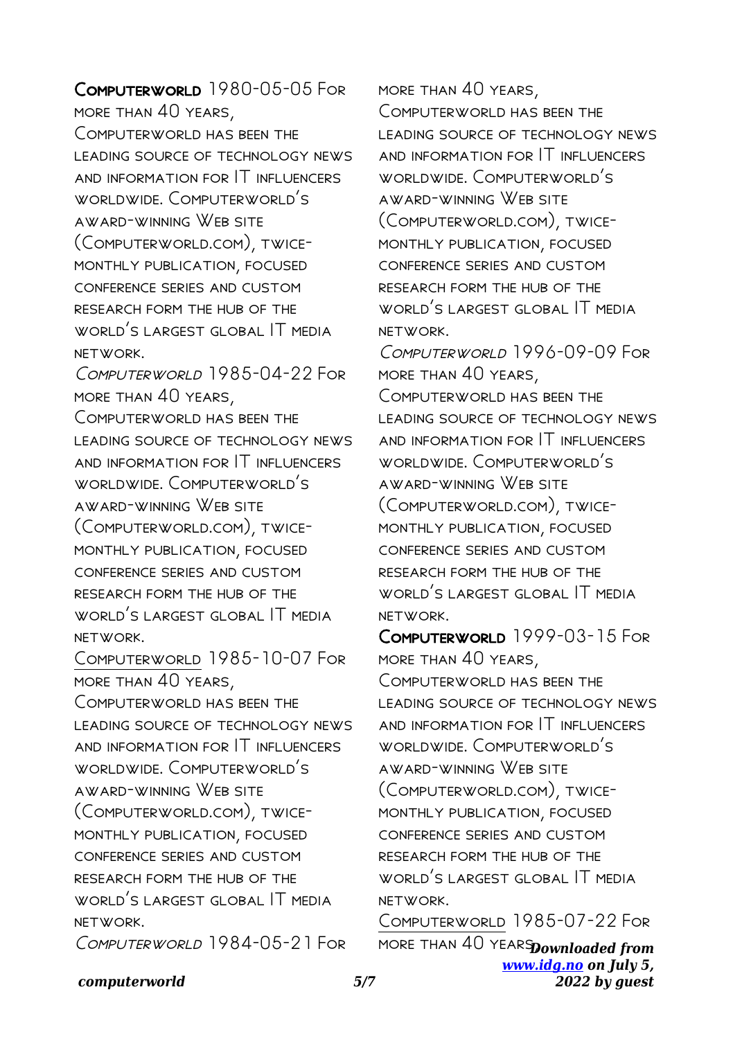**Computerworld** 1980-05-05 For more than 40 years, Computerworld has been the leading source of technology news and information for IT influencers worldwide. Computerworld's award-winning Web site (Computerworld.com), twice-monthly publication, focused conference series and custom research form the hub of the world's largest global IT media network.

*Computerworld* 1985-04-22 For more than 40 years, Computerworld has been the leading source of technology news and information for IT influencers worldwide. Computerworld's award-winning Web site (Computerworld.com), twice-monthly publication, focused conference series and custom research form the hub of the world's largest global IT media network.

Computerworld 1985-10-07 For more than 40 years, Computerworld has been the leading source of technology news and information for IT influencers worldwide. Computerworld's award-winning Web site (Computerworld.com), twice-monthly publication, focused conference series and custom research form the hub of the world's largest global IT media network.

*Computerworld* 1984-05-21 For more than 40 years, Computerworld has been the leading source of technology news and information for IT influencers worldwide. Computerworld's award-winning Web site (Computerworld.com), twice-monthly publication, focused conference series and custom research form the hub of the world's largest global IT media network.

*Computerworld* 1996-09-09 For more than 40 years, Computerworld has been the leading source of technology news and information for IT influencers worldwide. Computerworld's award-winning Web site (Computerworld.com), twice-monthly publication, focused conference series and custom research form the hub of the world's largest global IT media network.

**Computerworld** 1999-03-15 For more than 40 years, Computerworld has been the leading source of technology news and information for IT influencers worldwide. Computerworld's award-winning Web site (Computerworld.com), twice-monthly publication, focused conference series and custom research form the hub of the world's largest global IT media network.

Computerworld 1985-07-22 For more than 40 years,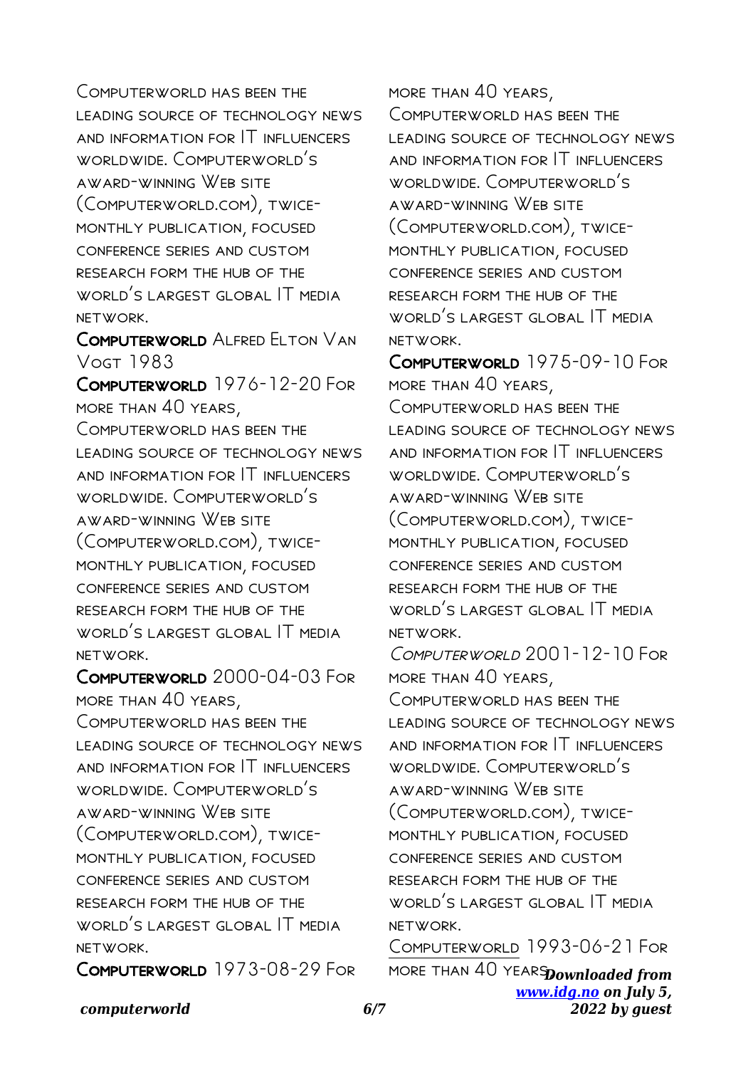Computerworld has been the leading source of technology news and information for IT influencers worldwide. Computerworld's award-winning Web site (Computerworld.com), twice-monthly publication, focused conference series and custom research form the hub of the world's largest global IT media network.

**Computerworld** Alfred Elton Van Vogt 1983

**Computerworld** 1976-12-20 For more than 40 years, Computerworld has been the leading source of technology news and information for IT influencers worldwide. Computerworld's award-winning Web site (Computerworld.com), twice-monthly publication, focused conference series and custom research form the hub of the world's largest global IT media network.

**Computerworld** 2000-04-03 For more than 40 years, Computerworld has been the leading source of technology news and information for IT influencers worldwide. Computerworld's award-winning Web site (Computerworld.com), twice-monthly publication, focused conference series and custom research form the hub of the world's largest global IT media network.

**Computerworld** 1973-08-29 For more than 40 years, Computerworld has been the leading source of technology news and information for IT influencers worldwide. Computerworld's award-winning Web site (Computerworld.com), twice-monthly publication, focused conference series and custom research form the hub of the world's largest global IT media network.

**Computerworld** 1975-09-10 For more than 40 years, Computerworld has been the leading source of technology news and information for IT influencers worldwide. Computerworld's award-winning Web site (Computerworld.com), twice-monthly publication, focused conference series and custom research form the hub of the world's largest global IT media network.

*Computerworld* 2001-12-10 For more than 40 years, Computerworld has been the leading source of technology news and information for IT influencers worldwide. Computerworld's award-winning Web site (Computerworld.com), twice-monthly publication, focused conference series and custom research form the hub of the world's largest global IT media network.

Computerworld 1993-06-21 For more than 40 years,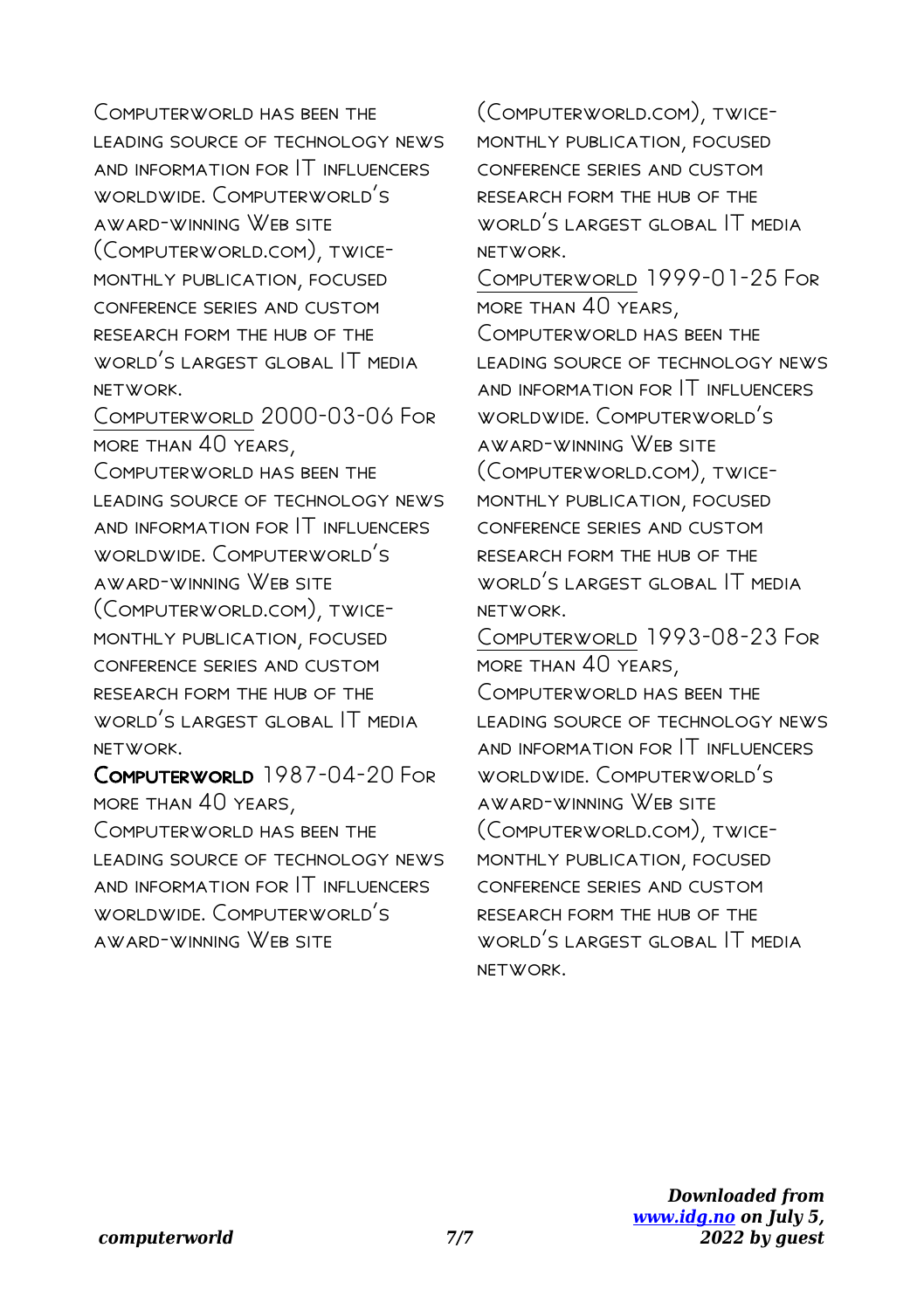Computerworld has been the leading source of technology news and information for IT influencers worldwide. Computerworld's award-winning Web site (Computerworld.com), twice-monthly publication, focused conference series and custom research form the hub of the world's largest global IT media network.

Computerworld 2000-03-06 For more than 40 years, Computerworld has been the leading source of technology news and information for IT influencers worldwide. Computerworld's award-winning Web site (Computerworld.com), twice-monthly publication, focused conference series and custom research form the hub of the world's largest global IT media network.

**Computerworld** 1987-04-20 For more than 40 years, Computerworld has been the leading source of technology news and information for IT influencers worldwide. Computerworld's award-winning Web site (Computerworld.com), twice-monthly publication, focused conference series and custom research form the hub of the world's largest global IT media network.

Computerworld 1999-01-25 For more than 40 years, Computerworld has been the leading source of technology news and information for IT influencers worldwide. Computerworld's award-winning Web site (Computerworld.com), twice-monthly publication, focused conference series and custom research form the hub of the world's largest global IT media network.

Computerworld 1993-08-23 For more than 40 years, Computerworld has been the leading source of technology news and information for IT influencers worldwide. Computerworld's award-winning Web site (Computerworld.com), twice-monthly publication, focused conference series and custom research form the hub of the world's largest global IT media network.